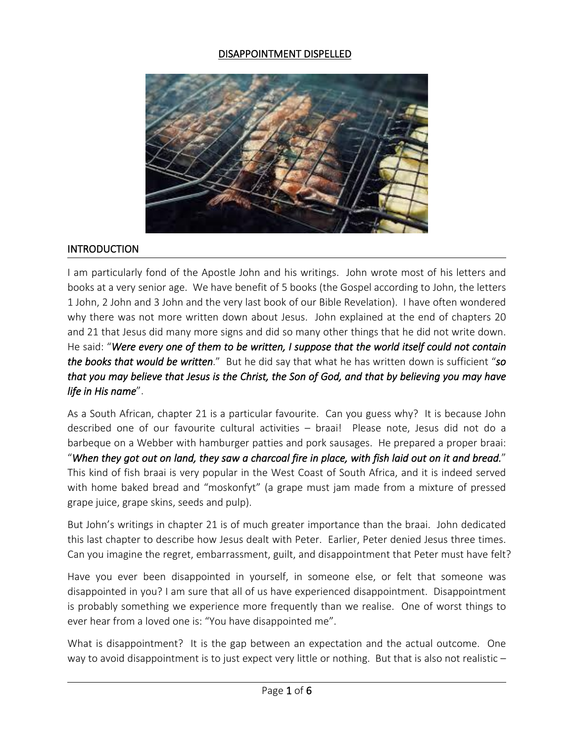# DISAPPOINTMENT DISPELLED

## INTRODUCTION

I am particularly fond of the Apostle John and his writings. John wrote most of his letters and books at a very senior age. We have benefit of 5 books (the Gospel according to John, the letters 1 John, 2 John and 3 John and the very last book of our Bible Revelation). I have often wondered why there was not more written down about Jesus. John explained at the end of chapters 20 and 21 that Jesus did many more signs and did so many other things that he did not write down. He said: "***Were every one of them to be written, I suppose that the world itself could not contain the books that would be written***." But he did say that what he has written down is sufficient "***so that you may believe that Jesus is the Christ, the Son of God, and that by believing you may have life in His name***".

As a South African, chapter 21 is a particular favourite. Can you guess why? It is because John described one of our favourite cultural activities – braai! Please note, Jesus did not do a barbeque on a Webber with hamburger patties and pork sausages. He prepared a proper braai: "***When they got out on land, they saw a charcoal fire in place, with fish laid out on it and bread.***" This kind of fish braai is very popular in the West Coast of South Africa, and it is indeed served with home baked bread and "moskonfyt" (a grape must jam made from a mixture of pressed grape juice, grape skins, seeds and pulp).

But John's writings in chapter 21 is of much greater importance than the braai. John dedicated this last chapter to describe how Jesus dealt with Peter. Earlier, Peter denied Jesus three times. Can you imagine the regret, embarrassment, guilt, and disappointment that Peter must have felt?

Have you ever been disappointed in yourself, in someone else, or felt that someone was disappointed in you? I am sure that all of us have experienced disappointment. Disappointment is probably something we experience more frequently than we realise. One of worst things to ever hear from a loved one is: "You have disappointed me".

What is disappointment? It is the gap between an expectation and the actual outcome. One way to avoid disappointment is to just expect very little or nothing. But that is also not realistic –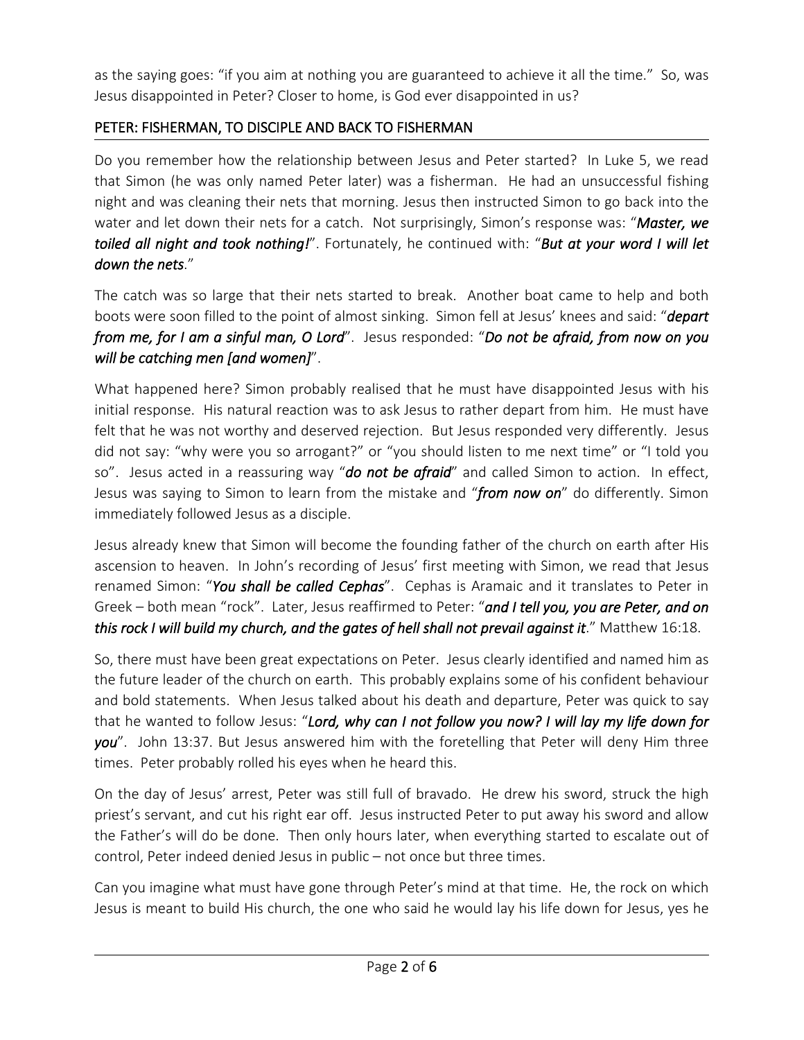as the saying goes: "if you aim at nothing you are guaranteed to achieve it all the time." So, was Jesus disappointed in Peter? Closer to home, is God ever disappointed in us?

## PETER: FISHERMAN, TO DISCIPLE AND BACK TO FISHERMAN

Do you remember how the relationship between Jesus and Peter started? In Luke 5, we read that Simon (he was only named Peter later) was a fisherman. He had an unsuccessful fishing night and was cleaning their nets that morning. Jesus then instructed Simon to go back into the water and let down their nets for a catch. Not surprisingly, Simon's response was: "***Master, we toiled all night and took nothing!***". Fortunately, he continued with: "***But at your word I will let down the nets***."

The catch was so large that their nets started to break. Another boat came to help and both boots were soon filled to the point of almost sinking. Simon fell at Jesus' knees and said: "***depart from me, for I am a sinful man, O Lord***". Jesus responded: "***Do not be afraid, from now on you will be catching men [and women]***".

What happened here? Simon probably realised that he must have disappointed Jesus with his initial response. His natural reaction was to ask Jesus to rather depart from him. He must have felt that he was not worthy and deserved rejection. But Jesus responded very differently. Jesus did not say: "why were you so arrogant?" or "you should listen to me next time" or "I told you so". Jesus acted in a reassuring way "***do not be afraid***" and called Simon to action. In effect, Jesus was saying to Simon to learn from the mistake and "***from now on***" do differently. Simon immediately followed Jesus as a disciple.

Jesus already knew that Simon will become the founding father of the church on earth after His ascension to heaven. In John's recording of Jesus' first meeting with Simon, we read that Jesus renamed Simon: "***You shall be called Cephas***". Cephas is Aramaic and it translates to Peter in Greek – both mean "rock". Later, Jesus reaffirmed to Peter: "***and I tell you, you are Peter, and on this rock I will build my church, and the gates of hell shall not prevail against it***." Matthew 16:18.

So, there must have been great expectations on Peter. Jesus clearly identified and named him as the future leader of the church on earth. This probably explains some of his confident behaviour and bold statements. When Jesus talked about his death and departure, Peter was quick to say that he wanted to follow Jesus: "***Lord, why can I not follow you now? I will lay my life down for you***". John 13:37. But Jesus answered him with the foretelling that Peter will deny Him three times. Peter probably rolled his eyes when he heard this.

On the day of Jesus' arrest, Peter was still full of bravado. He drew his sword, struck the high priest's servant, and cut his right ear off. Jesus instructed Peter to put away his sword and allow the Father's will do be done. Then only hours later, when everything started to escalate out of control, Peter indeed denied Jesus in public – not once but three times.

Can you imagine what must have gone through Peter's mind at that time. He, the rock on which Jesus is meant to build His church, the one who said he would lay his life down for Jesus, yes he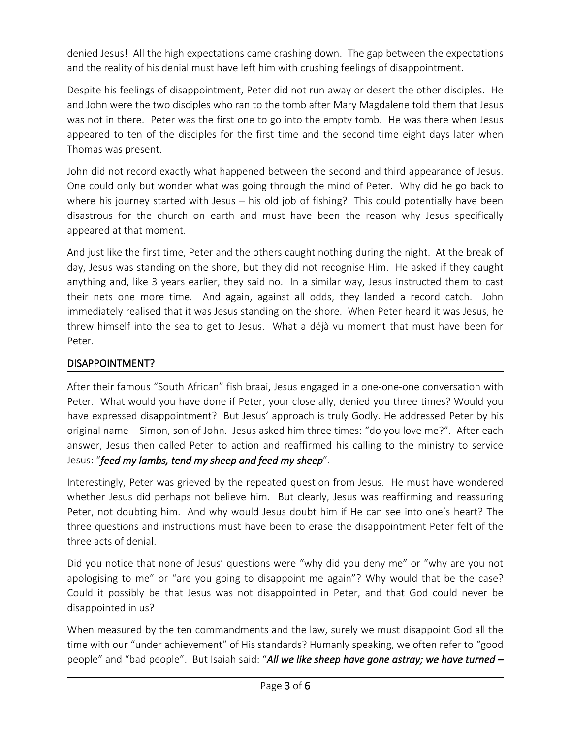denied Jesus! All the high expectations came crashing down. The gap between the expectations and the reality of his denial must have left him with crushing feelings of disappointment.

Despite his feelings of disappointment, Peter did not run away or desert the other disciples. He and John were the two disciples who ran to the tomb after Mary Magdalene told them that Jesus was not in there. Peter was the first one to go into the empty tomb. He was there when Jesus appeared to ten of the disciples for the first time and the second time eight days later when Thomas was present.

John did not record exactly what happened between the second and third appearance of Jesus. One could only but wonder what was going through the mind of Peter. Why did he go back to where his journey started with Jesus – his old job of fishing? This could potentially have been disastrous for the church on earth and must have been the reason why Jesus specifically appeared at that moment.

And just like the first time, Peter and the others caught nothing during the night. At the break of day, Jesus was standing on the shore, but they did not recognise Him. He asked if they caught anything and, like 3 years earlier, they said no. In a similar way, Jesus instructed them to cast their nets one more time. And again, against all odds, they landed a record catch. John immediately realised that it was Jesus standing on the shore. When Peter heard it was Jesus, he threw himself into the sea to get to Jesus. What a déjà vu moment that must have been for Peter.

## DISAPPOINTMENT?

After their famous "South African" fish braai, Jesus engaged in a one-one-one conversation with Peter. What would you have done if Peter, your close ally, denied you three times? Would you have expressed disappointment? But Jesus' approach is truly Godly. He addressed Peter by his original name – Simon, son of John. Jesus asked him three times: "do you love me?". After each answer, Jesus then called Peter to action and reaffirmed his calling to the ministry to service Jesus: "***feed my lambs, tend my sheep and feed my sheep***".

Interestingly, Peter was grieved by the repeated question from Jesus. He must have wondered whether Jesus did perhaps not believe him. But clearly, Jesus was reaffirming and reassuring Peter, not doubting him. And why would Jesus doubt him if He can see into one's heart? The three questions and instructions must have been to erase the disappointment Peter felt of the three acts of denial.

Did you notice that none of Jesus' questions were "why did you deny me" or "why are you not apologising to me" or "are you going to disappoint me again"? Why would that be the case? Could it possibly be that Jesus was not disappointed in Peter, and that God could never be disappointed in us?

When measured by the ten commandments and the law, surely we must disappoint God all the time with our "under achievement" of His standards? Humanly speaking, we often refer to "good people" and "bad people". But Isaiah said: "***All we like sheep have gone astray; we have turned –***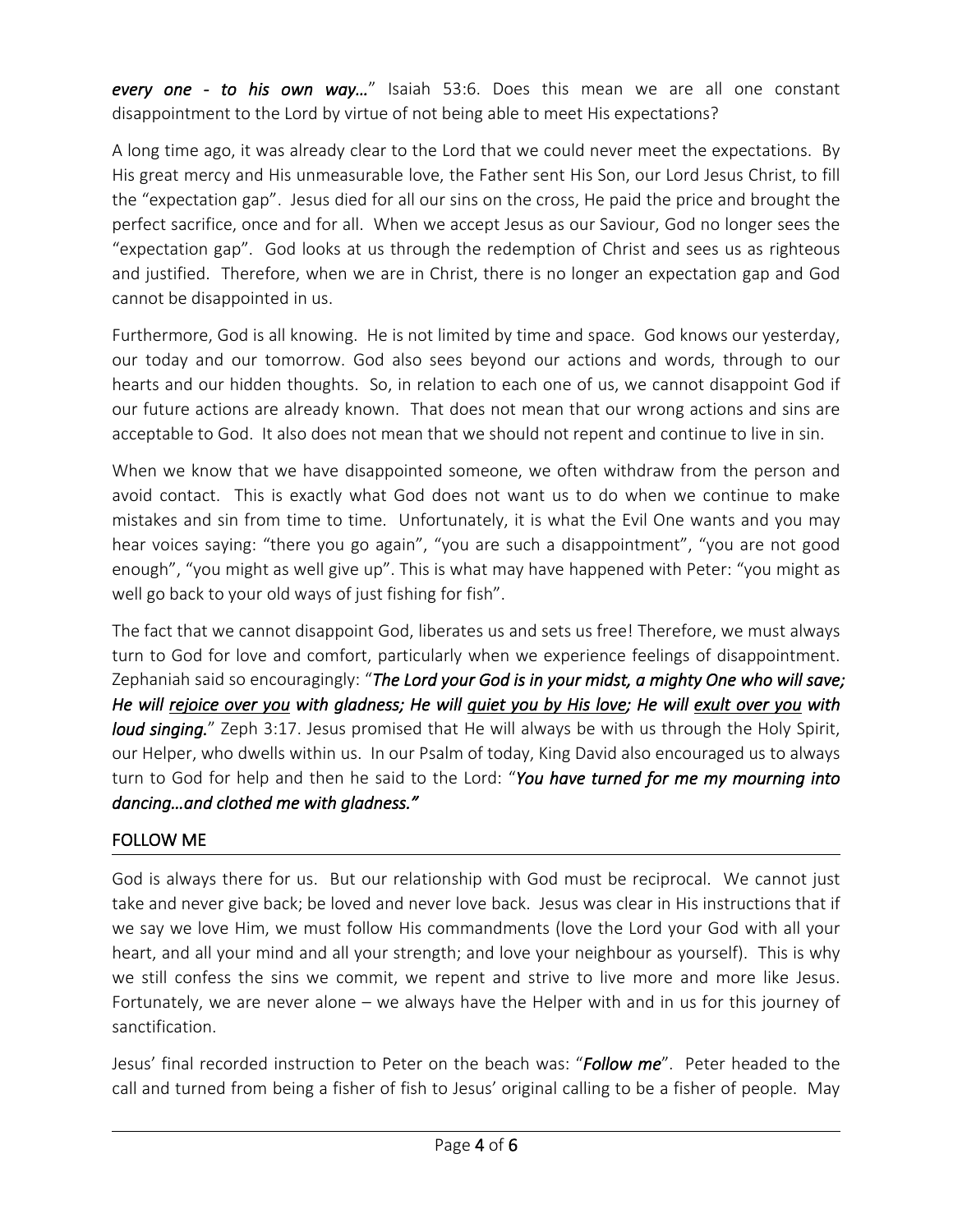*every one - to his own way…*" Isaiah 53:6. Does this mean we are all one constant disappointment to the Lord by virtue of not being able to meet His expectations?

A long time ago, it was already clear to the Lord that we could never meet the expectations. By His great mercy and His unmeasurable love, the Father sent His Son, our Lord Jesus Christ, to fill the "expectation gap". Jesus died for all our sins on the cross, He paid the price and brought the perfect sacrifice, once and for all. When we accept Jesus as our Saviour, God no longer sees the "expectation gap". God looks at us through the redemption of Christ and sees us as righteous and justified. Therefore, when we are in Christ, there is no longer an expectation gap and God cannot be disappointed in us.

Furthermore, God is all knowing. He is not limited by time and space. God knows our yesterday, our today and our tomorrow. God also sees beyond our actions and words, through to our hearts and our hidden thoughts. So, in relation to each one of us, we cannot disappoint God if our future actions are already known. That does not mean that our wrong actions and sins are acceptable to God. It also does not mean that we should not repent and continue to live in sin.

When we know that we have disappointed someone, we often withdraw from the person and avoid contact. This is exactly what God does not want us to do when we continue to make mistakes and sin from time to time. Unfortunately, it is what the Evil One wants and you may hear voices saying: "there you go again", "you are such a disappointment", "you are not good enough", "you might as well give up". This is what may have happened with Peter: "you might as well go back to your old ways of just fishing for fish".

The fact that we cannot disappoint God, liberates us and sets us free! Therefore, we must always turn to God for love and comfort, particularly when we experience feelings of disappointment. Zephaniah said so encouragingly: "***The Lord your God is in your midst, a mighty One who will save; He will <u>rejoice over you</u> with gladness; He will <u>quiet you by His love</u>; He will <u>exult over you</u> with loud singing.***" Zeph 3:17. Jesus promised that He will always be with us through the Holy Spirit, our Helper, who dwells within us. In our Psalm of today, King David also encouraged us to always turn to God for help and then he said to the Lord: "***You have turned for me my mourning into dancing…and clothed me with gladness."***

## FOLLOW ME

God is always there for us. But our relationship with God must be reciprocal. We cannot just take and never give back; be loved and never love back. Jesus was clear in His instructions that if we say we love Him, we must follow His commandments (love the Lord your God with all your heart, and all your mind and all your strength; and love your neighbour as yourself). This is why we still confess the sins we commit, we repent and strive to live more and more like Jesus. Fortunately, we are never alone – we always have the Helper with and in us for this journey of sanctification.

Jesus' final recorded instruction to Peter on the beach was: "***Follow me***". Peter headed to the call and turned from being a fisher of fish to Jesus' original calling to be a fisher of people. May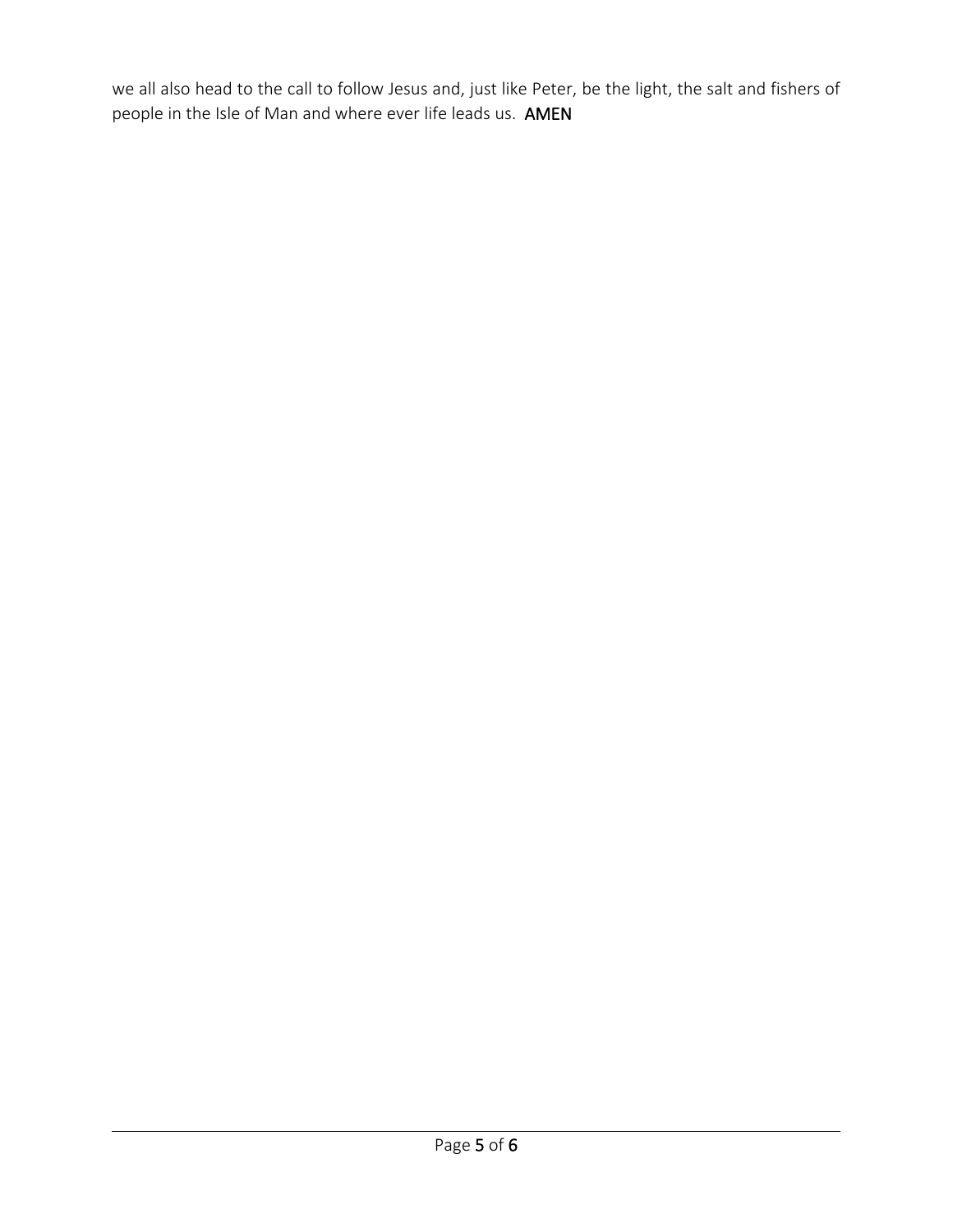we all also head to the call to follow Jesus and, just like Peter, be the light, the salt and fishers of people in the Isle of Man and where ever life leads us. **AMEN**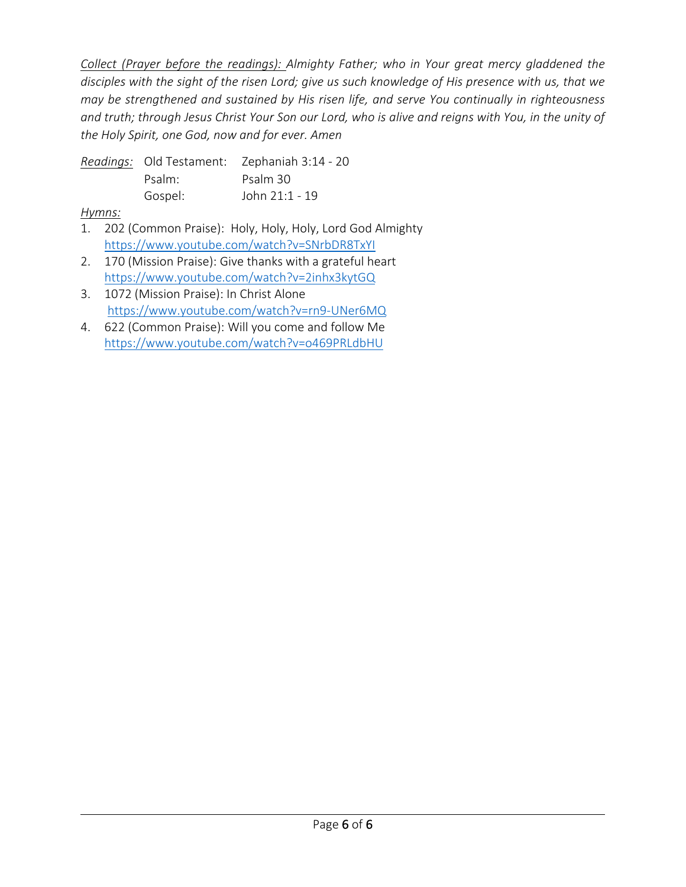*<u>Collect (Prayer before the readings):</u> Almighty Father; who in Your great mercy gladdened the disciples with the sight of the risen Lord; give us such knowledge of His presence with us, that we may be strengthened and sustained by His risen life, and serve You continually in righteousness and truth; through Jesus Christ Your Son our Lord, who is alive and reigns with You, in the unity of the Holy Spirit, one God, now and for ever. Amen*

| | | |
|---|---|---|
| *<u>Readings:</u>* | Old Testament: | Zephaniah 3:14 - 20 |
| | Psalm: | Psalm 30 |
| | Gospel: | John 21:1 - 19 |

*<u>Hymns:</u>*

1. 202 (Common Praise): Holy, Holy, Holy, Lord God Almighty
   https://www.youtube.com/watch?v=SNrbDR8TxYI
2. 170 (Mission Praise): Give thanks with a grateful heart
   https://www.youtube.com/watch?v=2inhx3kytGQ
3. 1072 (Mission Praise): In Christ Alone
   https://www.youtube.com/watch?v=rn9-UNer6MQ
4. 622 (Common Praise): Will you come and follow Me
   https://www.youtube.com/watch?v=o469PRLdbHU